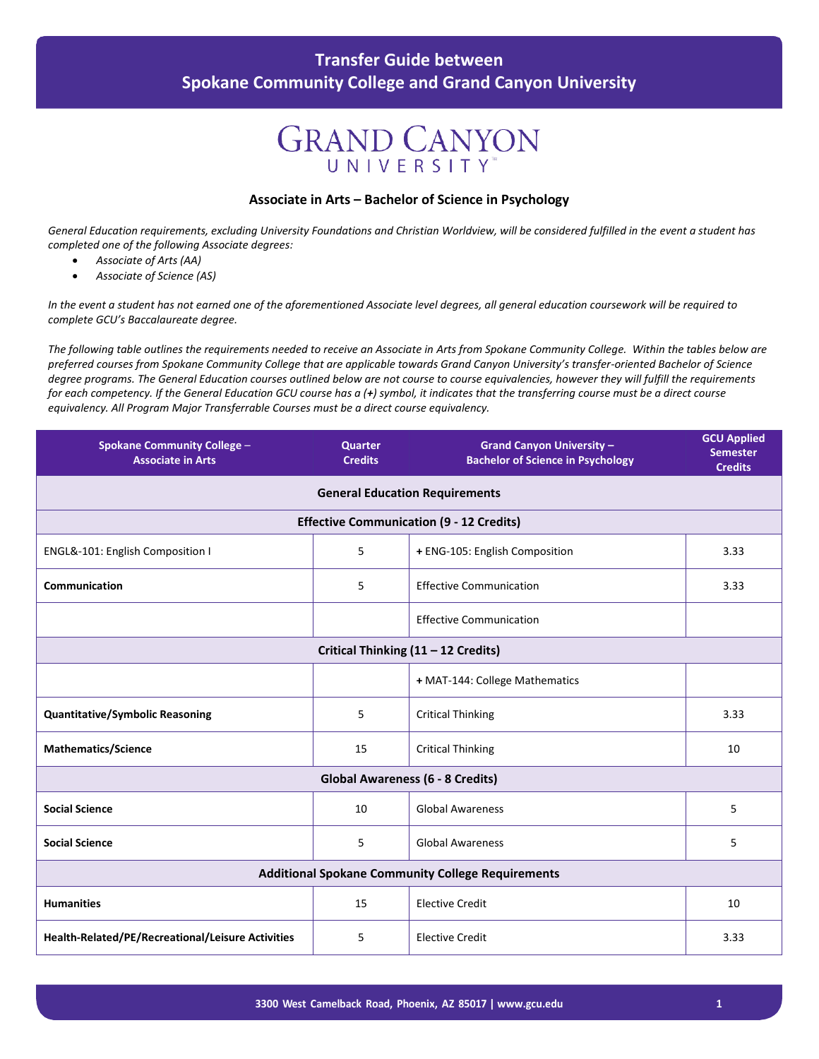# Transfer Guide between Spokane Community College and Grand Canyon University

GRAND CANYON UNIVERSITY

### Associate in Arts – Bachelor of Science in Psychology

*General Education requirements, excluding University Foundations and Christian Worldview, will be considered fulfilled in the event a student has completed one of the following Associate degrees:*

- *Associate of Arts (AA)*
- *Associate of Science (AS)*

*In the event a student has not earned one of the aforementioned Associate level degrees, all general education coursework will be required to complete GCU's Baccalaureate degree.*

*The following table outlines the requirements needed to receive an Associate in Arts from Spokane Community College. Within the tables below are preferred courses from Spokane Community College that are applicable towards Grand Canyon University's transfer-oriented Bachelor of Science degree programs. The General Education courses outlined below are not course to course equivalencies, however they will fulfill the requirements for each competency. If the General Education GCU course has a (**+**) symbol, it indicates that the transferring course must be a direct course equivalency. All Program Major Transferrable Courses must be a direct course equivalency.*

| Spokane Community College – Associate in Arts | Quarter Credits | Grand Canyon University – Bachelor of Science in Psychology | GCU Applied Semester Credits |
|---|---|---|---|
| **General Education Requirements** | | | |
| **Effective Communication (9 - 12 Credits)** | | | |
| ENGL&-101: English Composition I | 5 | **+** ENG-105: English Composition | 3.33 |
| **Communication** | 5 | Effective Communication | 3.33 |
| | | Effective Communication | |
| **Critical Thinking (11 – 12 Credits)** | | | |
| | | **+** MAT-144: College Mathematics | |
| **Quantitative/Symbolic Reasoning** | 5 | Critical Thinking | 3.33 |
| **Mathematics/Science** | 15 | Critical Thinking | 10 |
| **Global Awareness (6 - 8 Credits)** | | | |
| **Social Science** | 10 | Global Awareness | 5 |
| **Social Science** | 5 | Global Awareness | 5 |
| **Additional Spokane Community College Requirements** | | | |
| **Humanities** | 15 | Elective Credit | 10 |
| **Health-Related/PE/Recreational/Leisure Activities** | 5 | Elective Credit | 3.33 |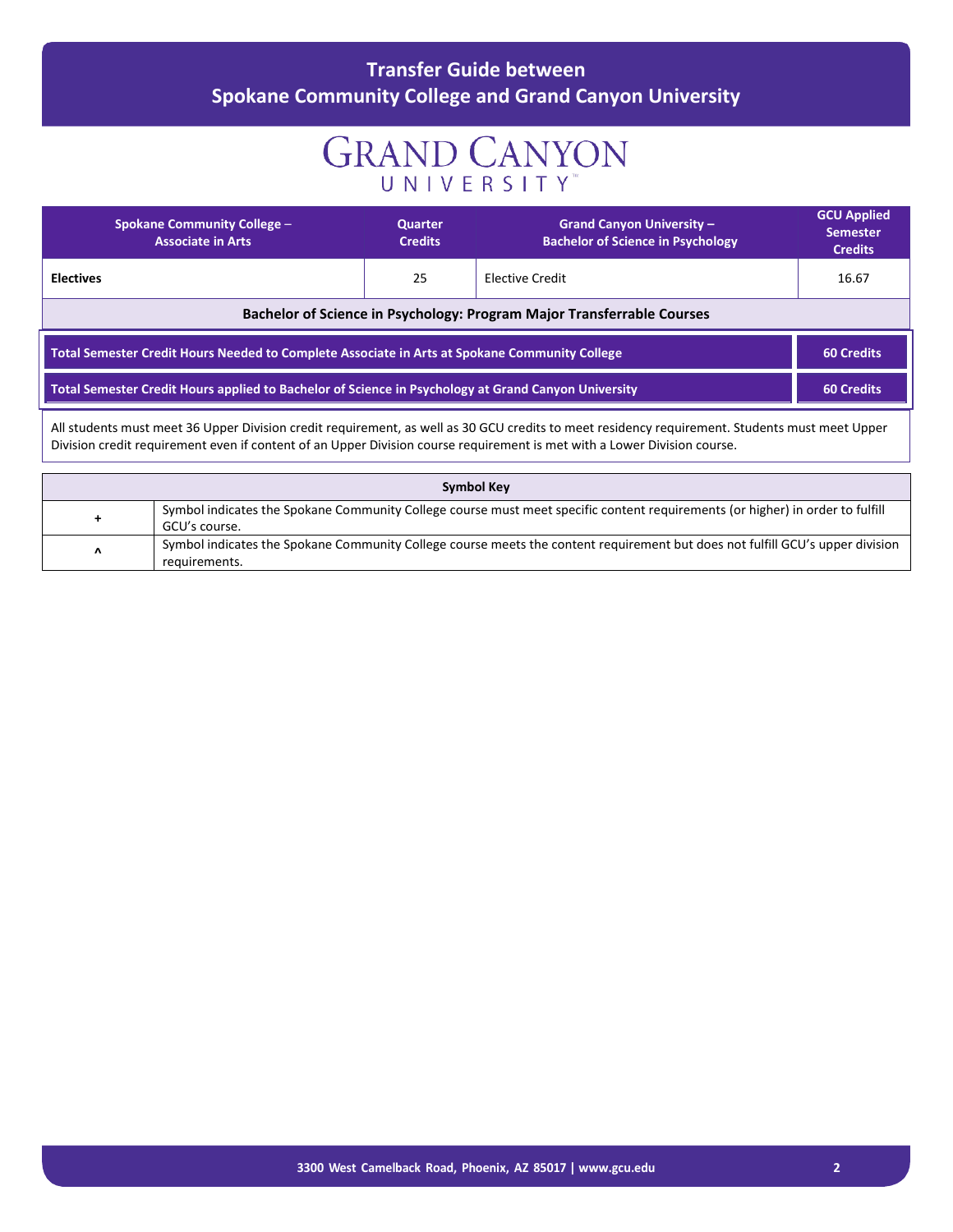## Transfer Guide between Spokane Community College and Grand Canyon University

GRAND CANYON UNIVERSITY

| Spokane Community College – Associate in Arts | Quarter Credits | Grand Canyon University – Bachelor of Science in Psychology | GCU Applied Semester Credits |
|---|---|---|---|
| **Electives** | 25 | Elective Credit | 16.67 |
| **Bachelor of Science in Psychology: Program Major Transferrable Courses** | | | |
| **Total Semester Credit Hours Needed to Complete Associate in Arts at Spokane Community College** | | | **60 Credits** |
| **Total Semester Credit Hours applied to Bachelor of Science in Psychology at Grand Canyon University** | | | **60 Credits** |

All students must meet 36 Upper Division credit requirement, as well as 30 GCU credits to meet residency requirement. Students must meet Upper Division credit requirement even if content of an Upper Division course requirement is met with a Lower Division course.

| Symbol Key | |
|---|---|
| + | Symbol indicates the Spokane Community College course must meet specific content requirements (or higher) in order to fulfill GCU's course. |
| ^ | Symbol indicates the Spokane Community College course meets the content requirement but does not fulfill GCU's upper division requirements. |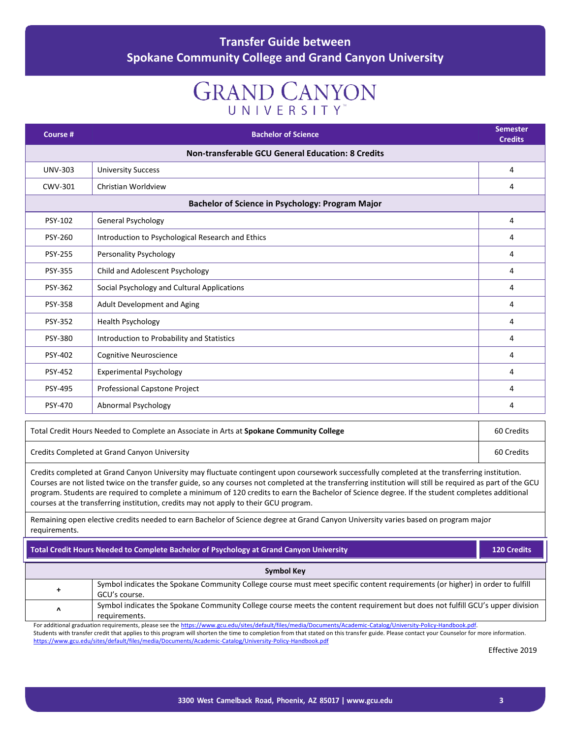# Transfer Guide between Spokane Community College and Grand Canyon University

GRAND CANYON UNIVERSITY

| Course # | Bachelor of Science | Semester Credits |
|---|---|---|
| | **Non-transferable GCU General Education: 8 Credits** | |
| UNV-303 | University Success | 4 |
| CWV-301 | Christian Worldview | 4 |
| | **Bachelor of Science in Psychology: Program Major** | |
| PSY-102 | General Psychology | 4 |
| PSY-260 | Introduction to Psychological Research and Ethics | 4 |
| PSY-255 | Personality Psychology | 4 |
| PSY-355 | Child and Adolescent Psychology | 4 |
| PSY-362 | Social Psychology and Cultural Applications | 4 |
| PSY-358 | Adult Development and Aging | 4 |
| PSY-352 | Health Psychology | 4 |
| PSY-380 | Introduction to Probability and Statistics | 4 |
| PSY-402 | Cognitive Neuroscience | 4 |
| PSY-452 | Experimental Psychology | 4 |
| PSY-495 | Professional Capstone Project | 4 |
| PSY-470 | Abnormal Psychology | 4 |

| | |
|---|---|
| Total Credit Hours Needed to Complete an Associate in Arts at **Spokane Community College** | 60 Credits |
| Credits Completed at Grand Canyon University | 60 Credits |

Credits completed at Grand Canyon University may fluctuate contingent upon coursework successfully completed at the transferring institution. Courses are not listed twice on the transfer guide, so any courses not completed at the transferring institution will still be required as part of the GCU program. Students are required to complete a minimum of 120 credits to earn the Bachelor of Science degree. If the student completes additional courses at the transferring institution, credits may not apply to their GCU program.

Remaining open elective credits needed to earn Bachelor of Science degree at Grand Canyon University varies based on program major requirements.

| | |
|---|---|
| **Total Credit Hours Needed to Complete Bachelor of Psychology at Grand Canyon University** | **120 Credits** |

| Symbol Key | |
|---|---|
| + | Symbol indicates the Spokane Community College course must meet specific content requirements (or higher) in order to fulfill GCU's course. |
| ^ | Symbol indicates the Spokane Community College course meets the content requirement but does not fulfill GCU's upper division requirements. |

For additional graduation requirements, please see the https://www.gcu.edu/sites/default/files/media/Documents/Academic-Catalog/University-Policy-Handbook.pdf.
Students with transfer credit that applies to this program will shorten the time to completion from that stated on this transfer guide. Please contact your Counselor for more information.
https://www.gcu.edu/sites/default/files/media/Documents/Academic-Catalog/University-Policy-Handbook.pdf

Effective 2019

3300 West Camelback Road, Phoenix, AZ 85017 | www.gcu.edu